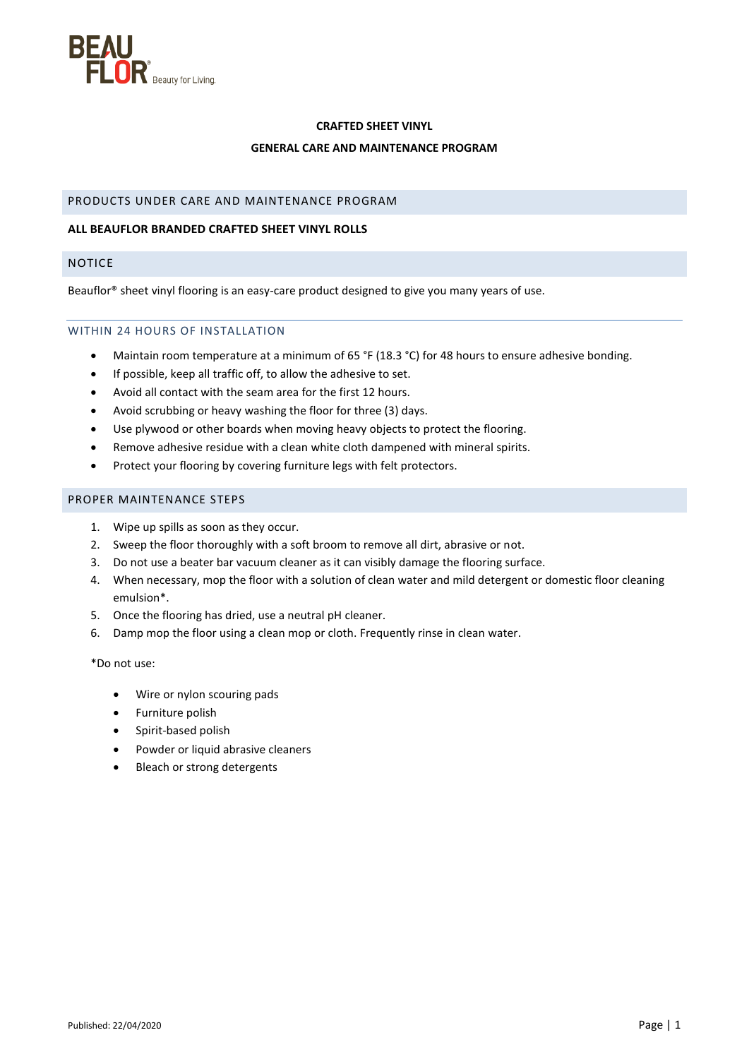# CRAFTED SHEET VINYL

## GENERAL CARE AND MAINTENANCE PROGRAM

## PRODUCTS UNDER CARE AND MAINTENANCE PROGRAM

**ALL BEAUFLOR BRANDED CRAFTED SHEET VINYL ROLLS**

## NOTICE

Beauflor® sheet vinyl flooring is an easy-care product designed to give you many years of use.

### WITHIN 24 HOURS OF INSTALLATION

- Maintain room temperature at a minimum of 65 °F (18.3 °C) for 48 hours to ensure adhesive bonding.
- If possible, keep all traffic off, to allow the adhesive to set.
- Avoid all contact with the seam area for the first 12 hours.
- Avoid scrubbing or heavy washing the floor for three (3) days.
- Use plywood or other boards when moving heavy objects to protect the flooring.
- Remove adhesive residue with a clean white cloth dampened with mineral spirits.
- Protect your flooring by covering furniture legs with felt protectors.

## PROPER MAINTENANCE STEPS

1. Wipe up spills as soon as they occur.
2. Sweep the floor thoroughly with a soft broom to remove all dirt, abrasive or not.
3. Do not use a beater bar vacuum cleaner as it can visibly damage the flooring surface.
4. When necessary, mop the floor with a solution of clean water and mild detergent or domestic floor cleaning emulsion*.
5. Once the flooring has dried, use a neutral pH cleaner.
6. Damp mop the floor using a clean mop or cloth. Frequently rinse in clean water.

*Do not use:

- Wire or nylon scouring pads
- Furniture polish
- Spirit-based polish
- Powder or liquid abrasive cleaners
- Bleach or strong detergents

Published: 22/04/2020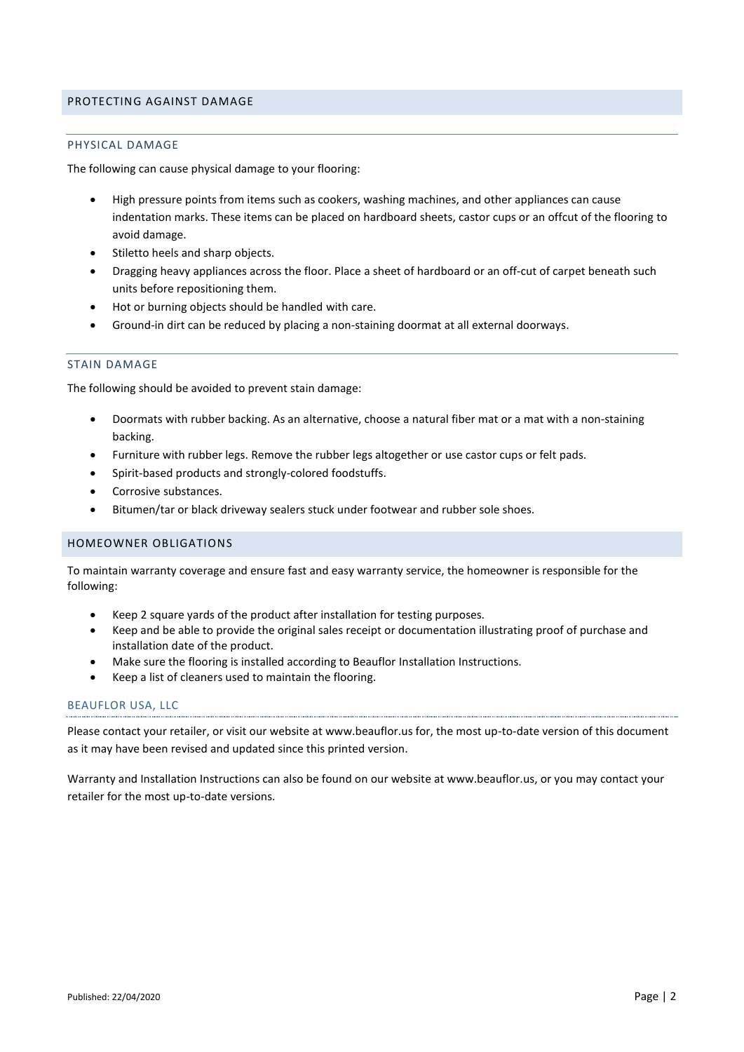## PROTECTING AGAINST DAMAGE

### PHYSICAL DAMAGE

The following can cause physical damage to your flooring:

- High pressure points from items such as cookers, washing machines, and other appliances can cause indentation marks. These items can be placed on hardboard sheets, castor cups or an offcut of the flooring to avoid damage.
- Stiletto heels and sharp objects.
- Dragging heavy appliances across the floor. Place a sheet of hardboard or an off-cut of carpet beneath such units before repositioning them.
- Hot or burning objects should be handled with care.
- Ground-in dirt can be reduced by placing a non-staining doormat at all external doorways.

### STAIN DAMAGE

The following should be avoided to prevent stain damage:

- Doormats with rubber backing. As an alternative, choose a natural fiber mat or a mat with a non-staining backing.
- Furniture with rubber legs. Remove the rubber legs altogether or use castor cups or felt pads.
- Spirit-based products and strongly-colored foodstuffs.
- Corrosive substances.
- Bitumen/tar or black driveway sealers stuck under footwear and rubber sole shoes.

## HOMEOWNER OBLIGATIONS

To maintain warranty coverage and ensure fast and easy warranty service, the homeowner is responsible for the following:

- Keep 2 square yards of the product after installation for testing purposes.
- Keep and be able to provide the original sales receipt or documentation illustrating proof of purchase and installation date of the product.
- Make sure the flooring is installed according to Beauflor Installation Instructions.
- Keep a list of cleaners used to maintain the flooring.

### BEAUFLOR USA, LLC

Please contact your retailer, or visit our website at www.beauflor.us for, the most up-to-date version of this document as it may have been revised and updated since this printed version.

Warranty and Installation Instructions can also be found on our website at www.beauflor.us, or you may contact your retailer for the most up-to-date versions.

Published: 22/04/2020